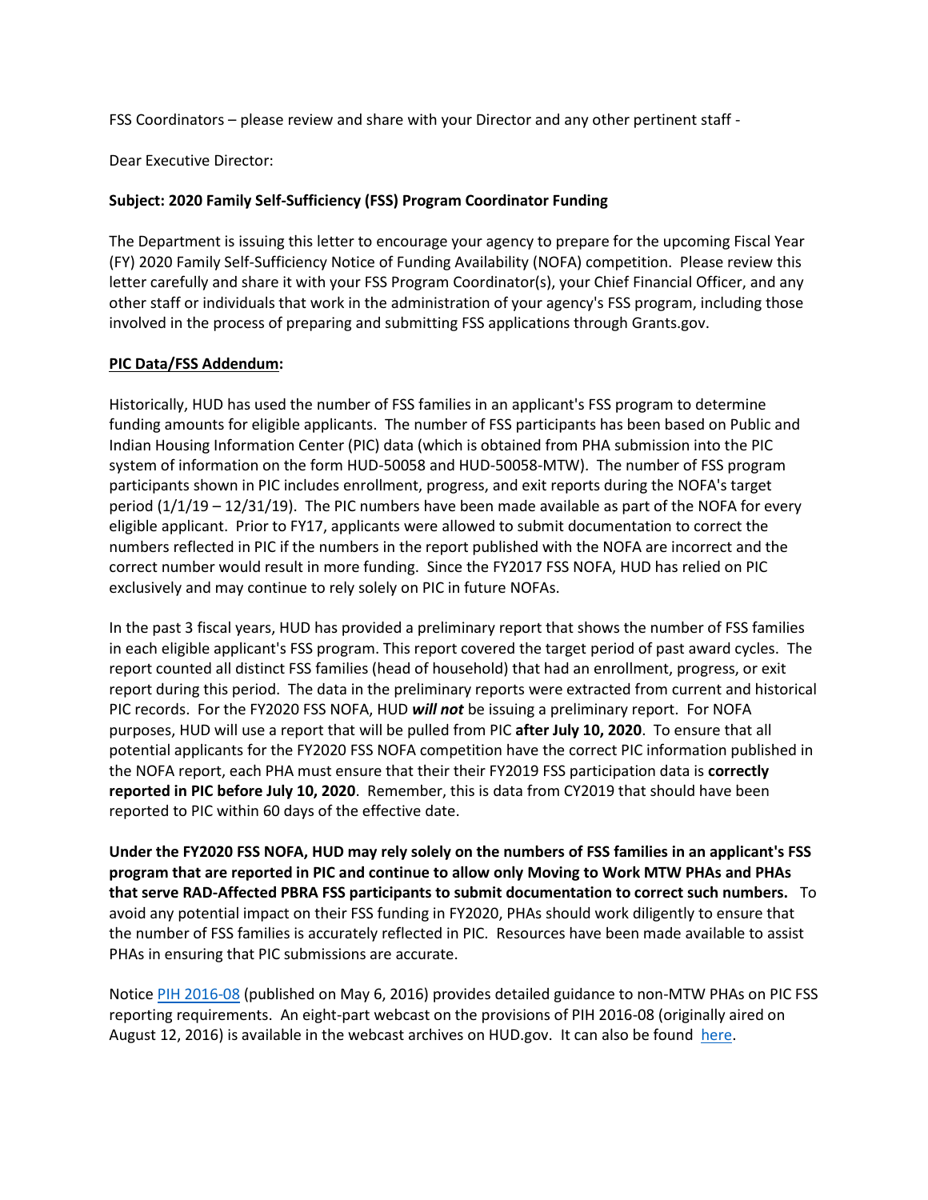FSS Coordinators – please review and share with your Director and any other pertinent staff -

Dear Executive Director:

**Subject: 2020 Family Self-Sufficiency (FSS) Program Coordinator Funding**

The Department is issuing this letter to encourage your agency to prepare for the upcoming Fiscal Year (FY) 2020 Family Self-Sufficiency Notice of Funding Availability (NOFA) competition. Please review this letter carefully and share it with your FSS Program Coordinator(s), your Chief Financial Officer, and any other staff or individuals that work in the administration of your agency's FSS program, including those involved in the process of preparing and submitting FSS applications through Grants.gov.

**PIC Data/FSS Addendum:**

Historically, HUD has used the number of FSS families in an applicant's FSS program to determine funding amounts for eligible applicants. The number of FSS participants has been based on Public and Indian Housing Information Center (PIC) data (which is obtained from PHA submission into the PIC system of information on the form HUD-50058 and HUD-50058-MTW). The number of FSS program participants shown in PIC includes enrollment, progress, and exit reports during the NOFA's target period (1/1/19 – 12/31/19). The PIC numbers have been made available as part of the NOFA for every eligible applicant. Prior to FY17, applicants were allowed to submit documentation to correct the numbers reflected in PIC if the numbers in the report published with the NOFA are incorrect and the correct number would result in more funding. Since the FY2017 FSS NOFA, HUD has relied on PIC exclusively and may continue to rely solely on PIC in future NOFAs.

In the past 3 fiscal years, HUD has provided a preliminary report that shows the number of FSS families in each eligible applicant's FSS program. This report covered the target period of past award cycles. The report counted all distinct FSS families (head of household) that had an enrollment, progress, or exit report during this period. The data in the preliminary reports were extracted from current and historical PIC records. For the FY2020 FSS NOFA, HUD ***will not*** be issuing a preliminary report. For NOFA purposes, HUD will use a report that will be pulled from PIC **after July 10, 2020**. To ensure that all potential applicants for the FY2020 FSS NOFA competition have the correct PIC information published in the NOFA report, each PHA must ensure that their their FY2019 FSS participation data is **correctly reported in PIC before July 10, 2020**. Remember, this is data from CY2019 that should have been reported to PIC within 60 days of the effective date.

**Under the FY2020 FSS NOFA, HUD may rely solely on the numbers of FSS families in an applicant's FSS program that are reported in PIC and continue to allow only Moving to Work MTW PHAs and PHAs that serve RAD-Affected PBRA FSS participants to submit documentation to correct such numbers.** To avoid any potential impact on their FSS funding in FY2020, PHAs should work diligently to ensure that the number of FSS families is accurately reflected in PIC. Resources have been made available to assist PHAs in ensuring that PIC submissions are accurate.

Notice PIH 2016-08 (published on May 6, 2016) provides detailed guidance to non-MTW PHAs on PIC FSS reporting requirements. An eight-part webcast on the provisions of PIH 2016-08 (originally aired on August 12, 2016) is available in the webcast archives on HUD.gov. It can also be found here.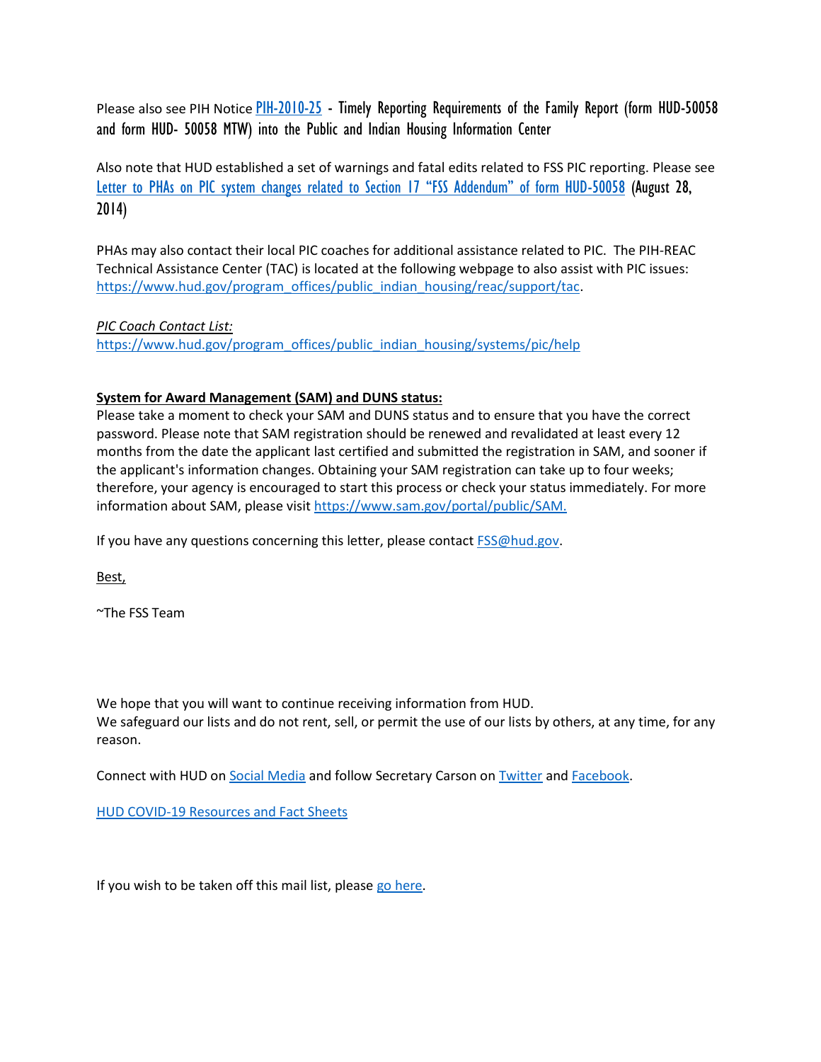Please also see PIH Notice PIH-2010-25 - Timely Reporting Requirements of the Family Report (form HUD-50058 and form HUD- 50058 MTW) into the Public and Indian Housing Information Center

Also note that HUD established a set of warnings and fatal edits related to FSS PIC reporting. Please see Letter to PHAs on PIC system changes related to Section 17 "FSS Addendum" of form HUD-50058 (August 28, 2014)

PHAs may also contact their local PIC coaches for additional assistance related to PIC. The PIH-REAC Technical Assistance Center (TAC) is located at the following webpage to also assist with PIC issues: https://www.hud.gov/program_offices/public_indian_housing/reac/support/tac.

*PIC Coach Contact List:*
https://www.hud.gov/program_offices/public_indian_housing/systems/pic/help

**System for Award Management (SAM) and DUNS status:**

Please take a moment to check your SAM and DUNS status and to ensure that you have the correct password. Please note that SAM registration should be renewed and revalidated at least every 12 months from the date the applicant last certified and submitted the registration in SAM, and sooner if the applicant's information changes. Obtaining your SAM registration can take up to four weeks; therefore, your agency is encouraged to start this process or check your status immediately. For more information about SAM, please visit https://www.sam.gov/portal/public/SAM.

If you have any questions concerning this letter, please contact FSS@hud.gov.

Best,

~The FSS Team

We hope that you will want to continue receiving information from HUD.
We safeguard our lists and do not rent, sell, or permit the use of our lists by others, at any time, for any reason.

Connect with HUD on Social Media and follow Secretary Carson on Twitter and Facebook.

HUD COVID-19 Resources and Fact Sheets

If you wish to be taken off this mail list, please go here.